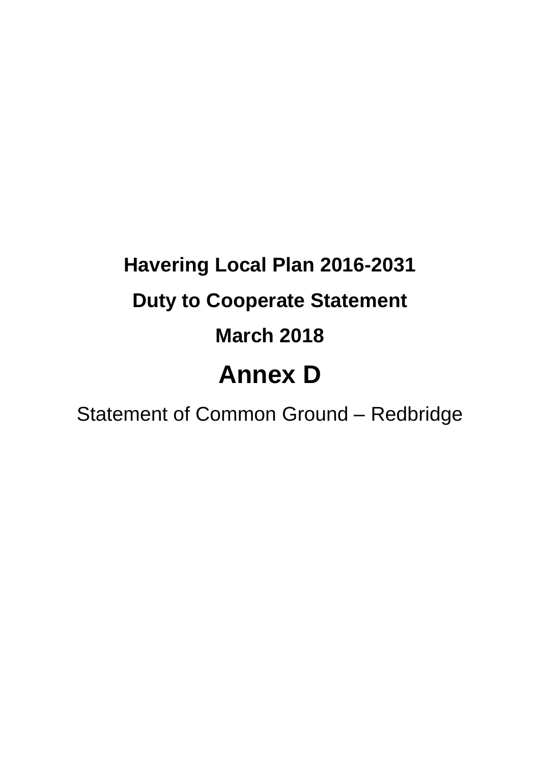**Havering Local Plan 2016-2031**

**Duty to Cooperate Statement**

**March 2018**

# Annex D

Statement of Common Ground – Redbridge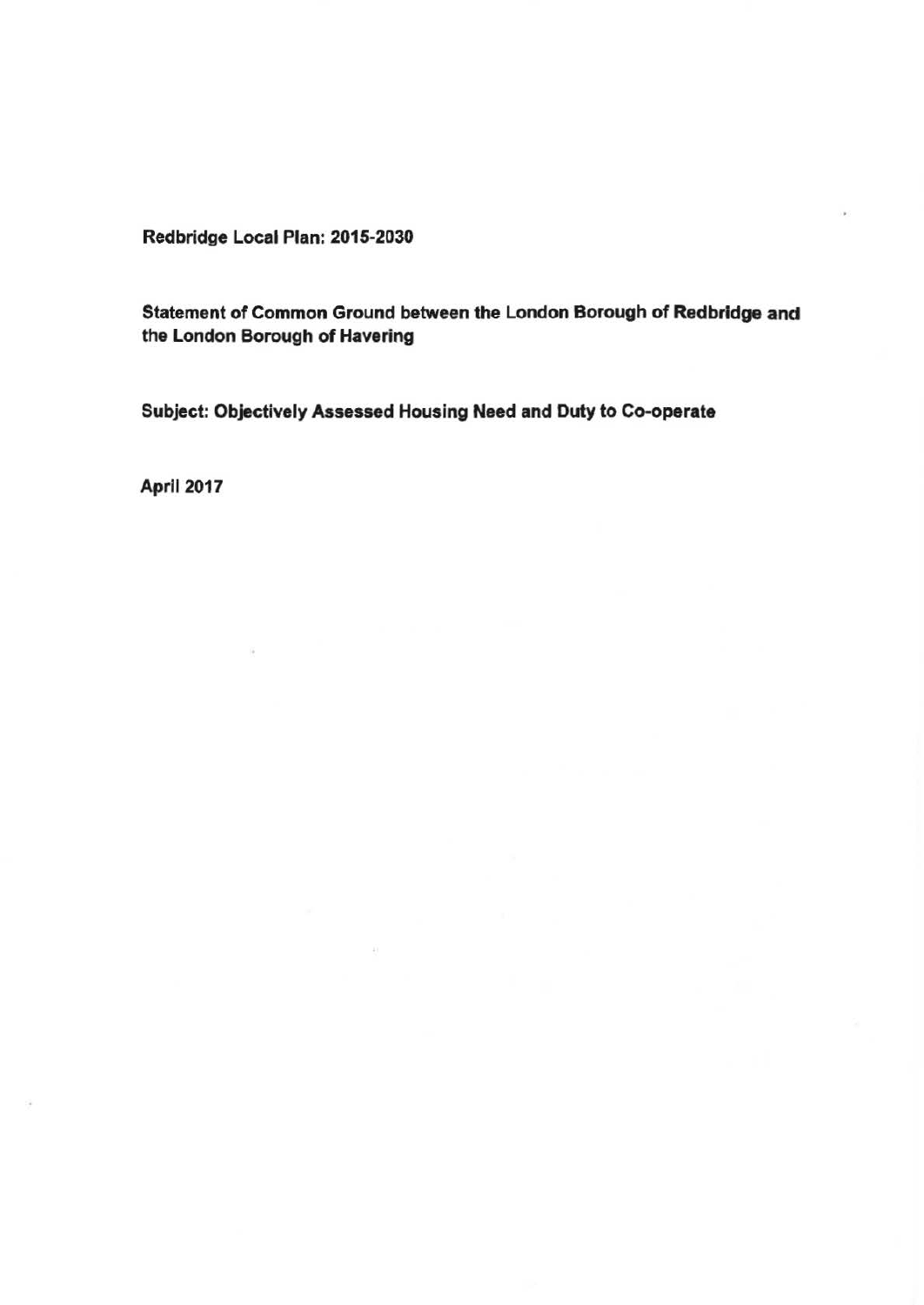**Redbridge Local Plan: 2015-2030**

**Statement of Common Ground between the London Borough of Redbridge and the London Borough of Havering**

**Subject: Objectively Assessed Housing Need and Duty to Co-operate**

**April 2017**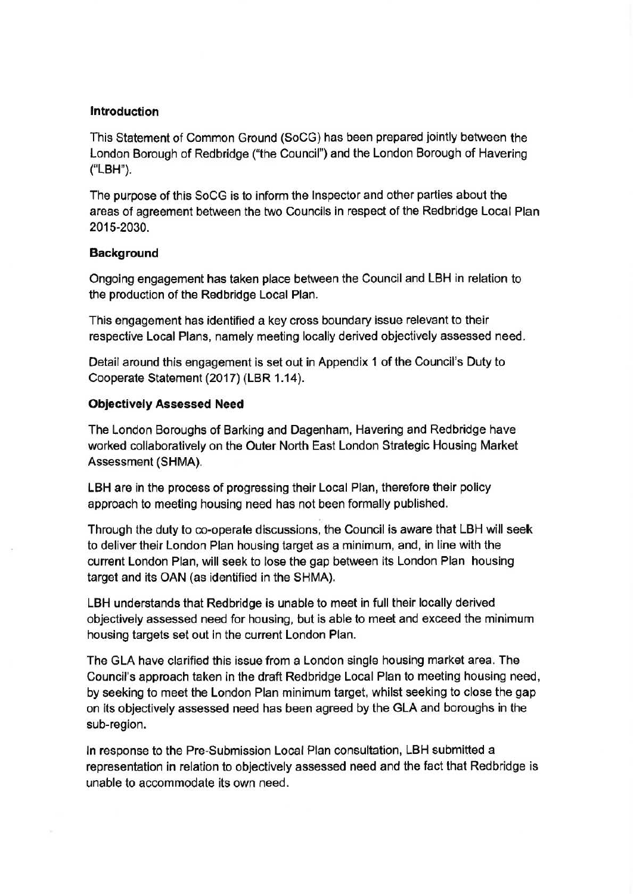**Introduction**

This Statement of Common Ground (SoCG) has been prepared jointly between the London Borough of Redbridge ("the Council") and the London Borough of Havering ("LBH").

The purpose of this SoCG is to inform the Inspector and other parties about the areas of agreement between the two Councils in respect of the Redbridge Local Plan 2015-2030.

**Background**

Ongoing engagement has taken place between the Council and LBH in relation to the production of the Redbridge Local Plan.

This engagement has identified a key cross boundary issue relevant to their respective Local Plans, namely meeting locally derived objectively assessed need.

Detail around this engagement is set out in Appendix 1 of the Council's Duty to Cooperate Statement (2017) (LBR 1.14).

**Objectively Assessed Need**

The London Boroughs of Barking and Dagenham, Havering and Redbridge have worked collaboratively on the Outer North East London Strategic Housing Market Assessment (SHMA).

LBH are in the process of progressing their Local Plan, therefore their policy approach to meeting housing need has not been formally published.

Through the duty to co-operate discussions, the Council is aware that LBH will seek to deliver their London Plan housing target as a minimum, and, in line with the current London Plan, will seek to lose the gap between its London Plan housing target and its OAN (as identified in the SHMA).

LBH understands that Redbridge is unable to meet in full their locally derived objectively assessed need for housing, but is able to meet and exceed the minimum housing targets set out in the current London Plan.

The GLA have clarified this issue from a London single housing market area. The Council's approach taken in the draft Redbridge Local Plan to meeting housing need, by seeking to meet the London Plan minimum target, whilst seeking to close the gap on its objectively assessed need has been agreed by the GLA and boroughs in the sub-region.

In response to the Pre-Submission Local Plan consultation, LBH submitted a representation in relation to objectively assessed need and the fact that Redbridge is unable to accommodate its own need.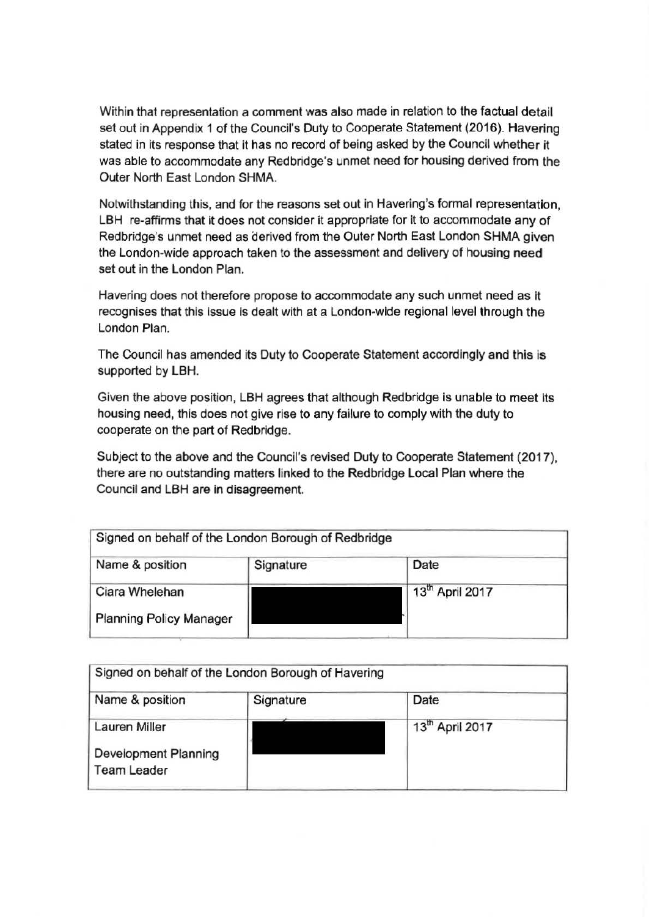Within that representation a comment was also made in relation to the factual detail set out in Appendix 1 of the Council's Duty to Cooperate Statement (2016). Havering stated in its response that it has no record of being asked by the Council whether it was able to accommodate any Redbridge's unmet need for housing derived from the Outer North East London SHMA.

Notwithstanding this, and for the reasons set out in Havering's formal representation, LBH re-affirms that it does not consider it appropriate for it to accommodate any of Redbridge's unmet need as derived from the Outer North East London SHMA given the London-wide approach taken to the assessment and delivery of housing need set out in the London Plan.

Havering does not therefore propose to accommodate any such unmet need as it recognises that this issue is dealt with at a London-wide regional level through the London Plan.

The Council has amended its Duty to Cooperate Statement accordingly and this is supported by LBH.

Given the above position, LBH agrees that although Redbridge is unable to meet its housing need, this does not give rise to any failure to comply with the duty to cooperate on the part of Redbridge.

Subject to the above and the Council's revised Duty to Cooperate Statement (2017), there are no outstanding matters linked to the Redbridge Local Plan where the Council and LBH are in disagreement.

| Signed on behalf of the London Borough of Redbridge | | |
|---|---|---|
| Name & position | Signature | Date |
| Ciara Whelehan<br>Planning Policy Manager | | 13th April 2017 |

| Signed on behalf of the London Borough of Havering | | |
|---|---|---|
| Name & position | Signature | Date |
| Lauren Miller<br>Development Planning Team Leader | | 13th April 2017 |